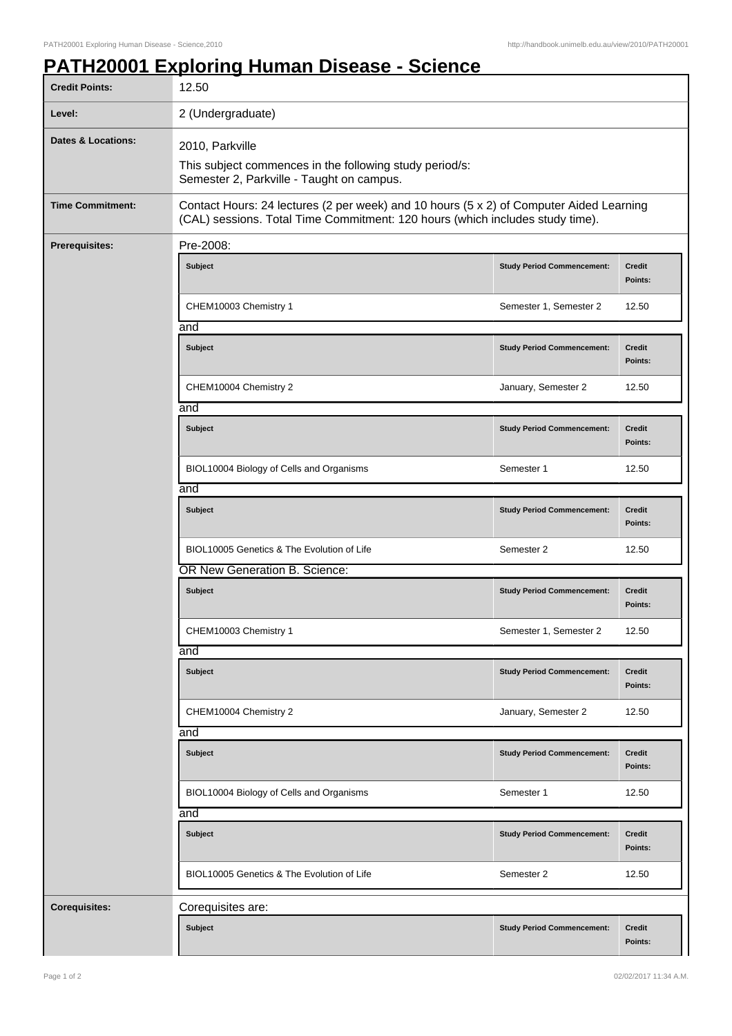# PATH20001 Exploring Human Disease - Science

| | |
|---|---|
| **Credit Points:** | 12.50 |
| **Level:** | 2 (Undergraduate) |
| **Dates & Locations:** | 2010, Parkville<br>This subject commences in the following study period/s:<br>Semester 2, Parkville - Taught on campus. |
| **Time Commitment:** | Contact Hours: 24 lectures (2 per week) and 10 hours (5 x 2) of Computer Aided Learning (CAL) sessions. Total Time Commitment: 120 hours (which includes study time). |

**Prerequisites:**

Pre-2008:

| Subject | Study Period Commencement: | Credit Points: |
|---|---|---|
| CHEM10003 Chemistry 1 | Semester 1, Semester 2 | 12.50 |

and

| Subject | Study Period Commencement: | Credit Points: |
|---|---|---|
| CHEM10004 Chemistry 2 | January, Semester 2 | 12.50 |

and

| Subject | Study Period Commencement: | Credit Points: |
|---|---|---|
| BIOL10004 Biology of Cells and Organisms | Semester 1 | 12.50 |

and

| Subject | Study Period Commencement: | Credit Points: |
|---|---|---|
| BIOL10005 Genetics & The Evolution of Life | Semester 2 | 12.50 |

OR New Generation B. Science:

| Subject | Study Period Commencement: | Credit Points: |
|---|---|---|
| CHEM10003 Chemistry 1 | Semester 1, Semester 2 | 12.50 |

and

| Subject | Study Period Commencement: | Credit Points: |
|---|---|---|
| CHEM10004 Chemistry 2 | January, Semester 2 | 12.50 |

and

| Subject | Study Period Commencement: | Credit Points: |
|---|---|---|
| BIOL10004 Biology of Cells and Organisms | Semester 1 | 12.50 |

and

| Subject | Study Period Commencement: | Credit Points: |
|---|---|---|
| BIOL10005 Genetics & The Evolution of Life | Semester 2 | 12.50 |

**Corequisites:**

Corequisites are:

| Subject | Study Period Commencement: | Credit Points: |
|---|---|---|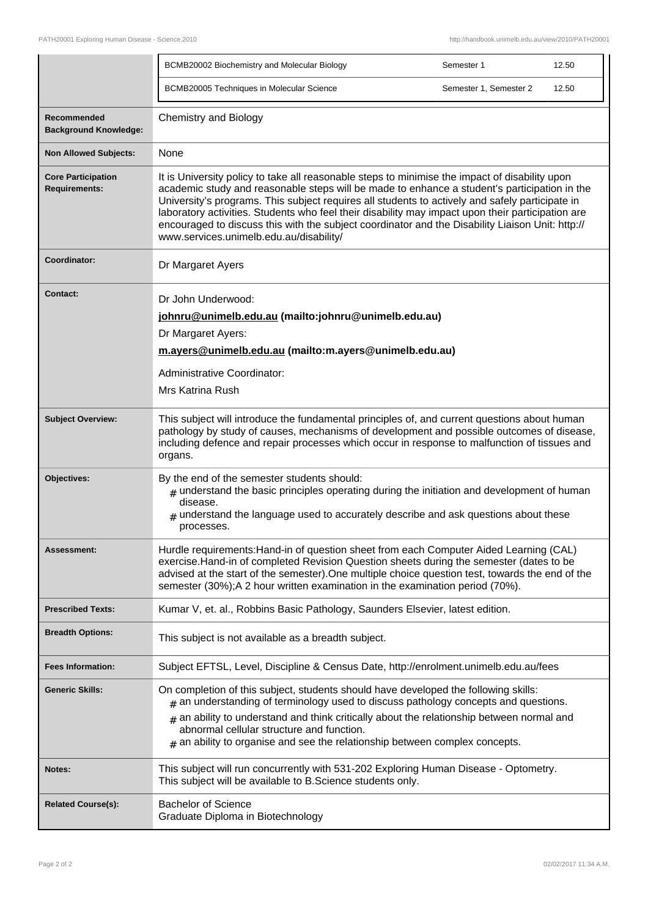| | | | |
|---|---|---|---|
| | BCMB20002 Biochemistry and Molecular Biology | Semester 1 | 12.50 |
| | BCMB20005 Techniques in Molecular Science | Semester 1, Semester 2 | 12.50 |

| | |
|---|---|
| **Recommended Background Knowledge:** | Chemistry and Biology |
| **Non Allowed Subjects:** | None |
| **Core Participation Requirements:** | It is University policy to take all reasonable steps to minimise the impact of disability upon academic study and reasonable steps will be made to enhance a student's participation in the University's programs. This subject requires all students to actively and safely participate in laboratory activities. Students who feel their disability may impact upon their participation are encouraged to discuss this with the subject coordinator and the Disability Liaison Unit: http://www.services.unimelb.edu.au/disability/ |
| **Coordinator:** | Dr Margaret Ayers |
| **Contact:** | Dr John Underwood:<br>**johnru@unimelb.edu.au (mailto:johnru@unimelb.edu.au)**<br>Dr Margaret Ayers:<br>**m.ayers@unimelb.edu.au (mailto:m.ayers@unimelb.edu.au)**<br>Administrative Coordinator:<br>Mrs Katrina Rush |
| **Subject Overview:** | This subject will introduce the fundamental principles of, and current questions about human pathology by study of causes, mechanisms of development and possible outcomes of disease, including defence and repair processes which occur in response to malfunction of tissues and organs. |
| **Objectives:** | By the end of the semester students should:<br># understand the basic principles operating during the initiation and development of human disease.<br># understand the language used to accurately describe and ask questions about these processes. |
| **Assessment:** | Hurdle requirements:Hand-in of question sheet from each Computer Aided Learning (CAL) exercise.Hand-in of completed Revision Question sheets during the semester (dates to be advised at the start of the semester).One multiple choice question test, towards the end of the semester (30%);A 2 hour written examination in the examination period (70%). |
| **Prescribed Texts:** | Kumar V, et. al., Robbins Basic Pathology, Saunders Elsevier, latest edition. |
| **Breadth Options:** | This subject is not available as a breadth subject. |
| **Fees Information:** | Subject EFTSL, Level, Discipline & Census Date, http://enrolment.unimelb.edu.au/fees |
| **Generic Skills:** | On completion of this subject, students should have developed the following skills:<br># an understanding of terminology used to discuss pathology concepts and questions.<br># an ability to understand and think critically about the relationship between normal and abnormal cellular structure and function.<br># an ability to organise and see the relationship between complex concepts. |
| **Notes:** | This subject will run concurrently with 531-202 Exploring Human Disease - Optometry. This subject will be available to B.Science students only. |
| **Related Course(s):** | Bachelor of Science<br>Graduate Diploma in Biotechnology |